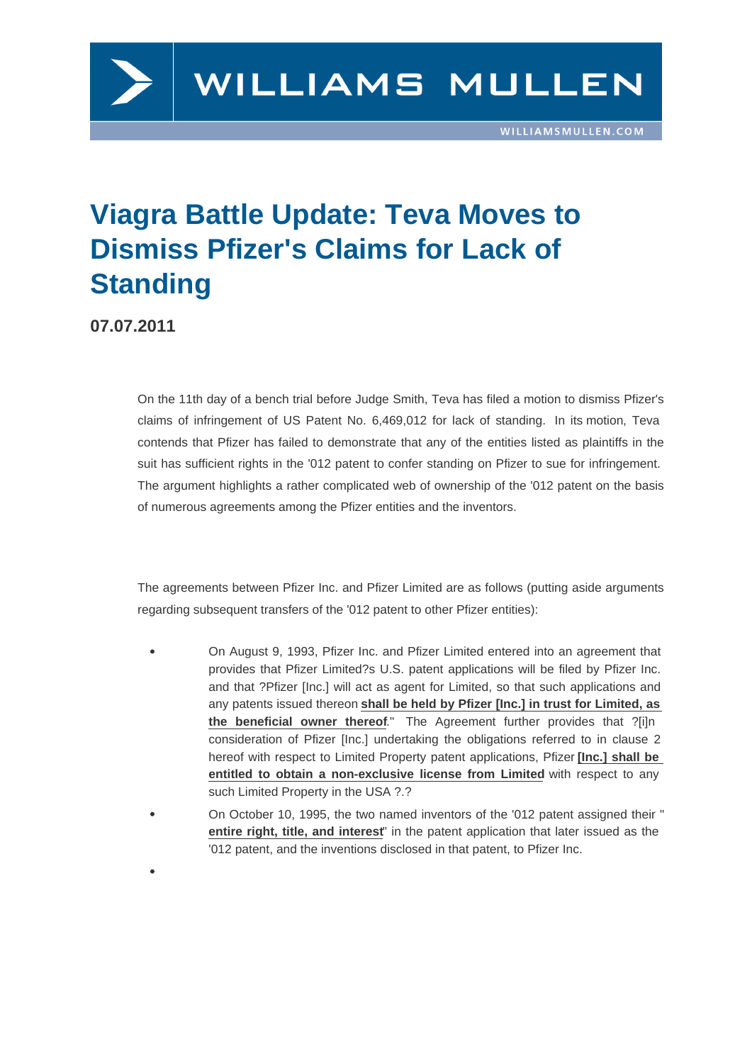# Viagra Battle Update: Teva Moves to Dismiss Pfizer's Claims for Lack of Standing

**07.07.2011**

On the 11th day of a bench trial before Judge Smith, Teva has filed a motion to dismiss Pfizer's claims of infringement of US Patent No. 6,469,012 for lack of standing. In its motion, Teva contends that Pfizer has failed to demonstrate that any of the entities listed as plaintiffs in the suit has sufficient rights in the '012 patent to confer standing on Pfizer to sue for infringement. The argument highlights a rather complicated web of ownership of the '012 patent on the basis of numerous agreements among the Pfizer entities and the inventors.

The agreements between Pfizer Inc. and Pfizer Limited are as follows (putting aside arguments regarding subsequent transfers of the '012 patent to other Pfizer entities):

- On August 9, 1993, Pfizer Inc. and Pfizer Limited entered into an agreement that provides that Pfizer Limited?s U.S. patent applications will be filed by Pfizer Inc. and that ?Pfizer [Inc.] will act as agent for Limited, so that such applications and any patents issued thereon **shall be held by Pfizer [Inc.] in trust for Limited, as the beneficial owner thereof**." The Agreement further provides that ?[i]n consideration of Pfizer [Inc.] undertaking the obligations referred to in clause 2 hereof with respect to Limited Property patent applications, Pfizer **[Inc.] shall be entitled to obtain a non-exclusive license from Limited** with respect to any such Limited Property in the USA ?.?
- On October 10, 1995, the two named inventors of the '012 patent assigned their "**entire right, title, and interest**" in the patent application that later issued as the '012 patent, and the inventions disclosed in that patent, to Pfizer Inc.
-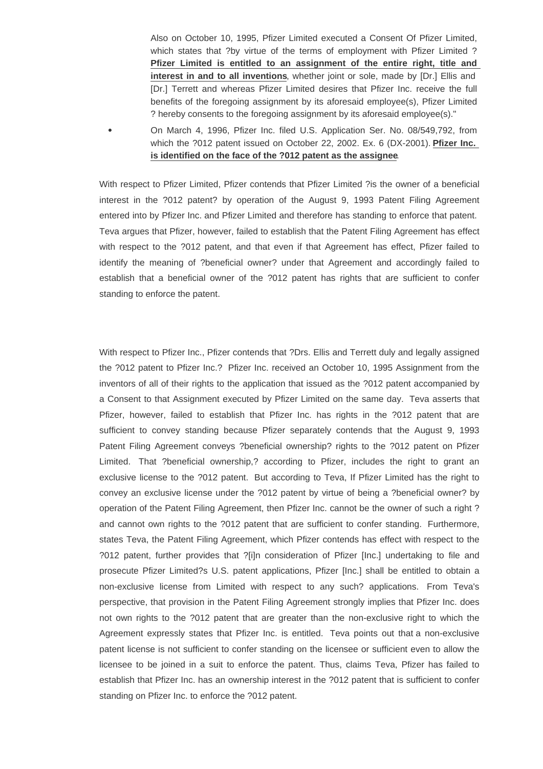Also on October 10, 1995, Pfizer Limited executed a Consent Of Pfizer Limited, which states that ?by virtue of the terms of employment with Pfizer Limited ? **Pfizer Limited is entitled to an assignment of the entire right, title and interest in and to all inventions**, whether joint or sole, made by [Dr.] Ellis and [Dr.] Terrett and whereas Pfizer Limited desires that Pfizer Inc. receive the full benefits of the foregoing assignment by its aforesaid employee(s), Pfizer Limited ? hereby consents to the foregoing assignment by its aforesaid employee(s)."

- On March 4, 1996, Pfizer Inc. filed U.S. Application Ser. No. 08/549,792, from which the ?012 patent issued on October 22, 2002. Ex. 6 (DX-2001). **Pfizer Inc. is identified on the face of the ?012 patent as the assignee**.

With respect to Pfizer Limited, Pfizer contends that Pfizer Limited ?is the owner of a beneficial interest in the ?012 patent? by operation of the August 9, 1993 Patent Filing Agreement entered into by Pfizer Inc. and Pfizer Limited and therefore has standing to enforce that patent. Teva argues that Pfizer, however, failed to establish that the Patent Filing Agreement has effect with respect to the ?012 patent, and that even if that Agreement has effect, Pfizer failed to identify the meaning of ?beneficial owner? under that Agreement and accordingly failed to establish that a beneficial owner of the ?012 patent has rights that are sufficient to confer standing to enforce the patent.

With respect to Pfizer Inc., Pfizer contends that ?Drs. Ellis and Terrett duly and legally assigned the ?012 patent to Pfizer Inc.? Pfizer Inc. received an October 10, 1995 Assignment from the inventors of all of their rights to the application that issued as the ?012 patent accompanied by a Consent to that Assignment executed by Pfizer Limited on the same day. Teva asserts that Pfizer, however, failed to establish that Pfizer Inc. has rights in the ?012 patent that are sufficient to convey standing because Pfizer separately contends that the August 9, 1993 Patent Filing Agreement conveys ?beneficial ownership? rights to the ?012 patent on Pfizer Limited. That ?beneficial ownership,? according to Pfizer, includes the right to grant an exclusive license to the ?012 patent. But according to Teva, If Pfizer Limited has the right to convey an exclusive license under the ?012 patent by virtue of being a ?beneficial owner? by operation of the Patent Filing Agreement, then Pfizer Inc. cannot be the owner of such a right ? and cannot own rights to the ?012 patent that are sufficient to confer standing. Furthermore, states Teva, the Patent Filing Agreement, which Pfizer contends has effect with respect to the ?012 patent, further provides that ?[i]n consideration of Pfizer [Inc.] undertaking to file and prosecute Pfizer Limited?s U.S. patent applications, Pfizer [Inc.] shall be entitled to obtain a non-exclusive license from Limited with respect to any such? applications. From Teva's perspective, that provision in the Patent Filing Agreement strongly implies that Pfizer Inc. does not own rights to the ?012 patent that are greater than the non-exclusive right to which the Agreement expressly states that Pfizer Inc. is entitled. Teva points out that a non-exclusive patent license is not sufficient to confer standing on the licensee or sufficient even to allow the licensee to be joined in a suit to enforce the patent. Thus, claims Teva, Pfizer has failed to establish that Pfizer Inc. has an ownership interest in the ?012 patent that is sufficient to confer standing on Pfizer Inc. to enforce the ?012 patent.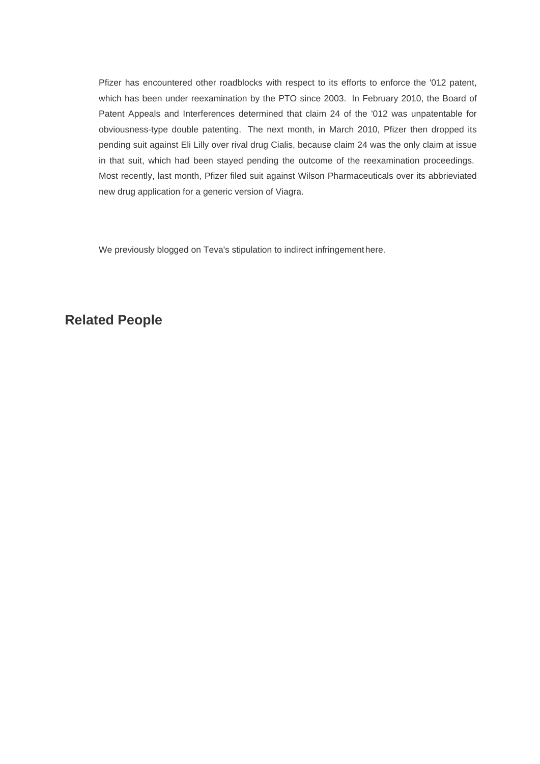Pfizer has encountered other roadblocks with respect to its efforts to enforce the '012 patent, which has been under reexamination by the PTO since 2003. In February 2010, the Board of Patent Appeals and Interferences determined that claim 24 of the '012 was unpatentable for obviousness-type double patenting. The next month, in March 2010, Pfizer then dropped its pending suit against Eli Lilly over rival drug Cialis, because claim 24 was the only claim at issue in that suit, which had been stayed pending the outcome of the reexamination proceedings. Most recently, last month, Pfizer filed suit against Wilson Pharmaceuticals over its abbrieviated new drug application for a generic version of Viagra.

We previously blogged on Teva's stipulation to indirect infringement here.

## Related People